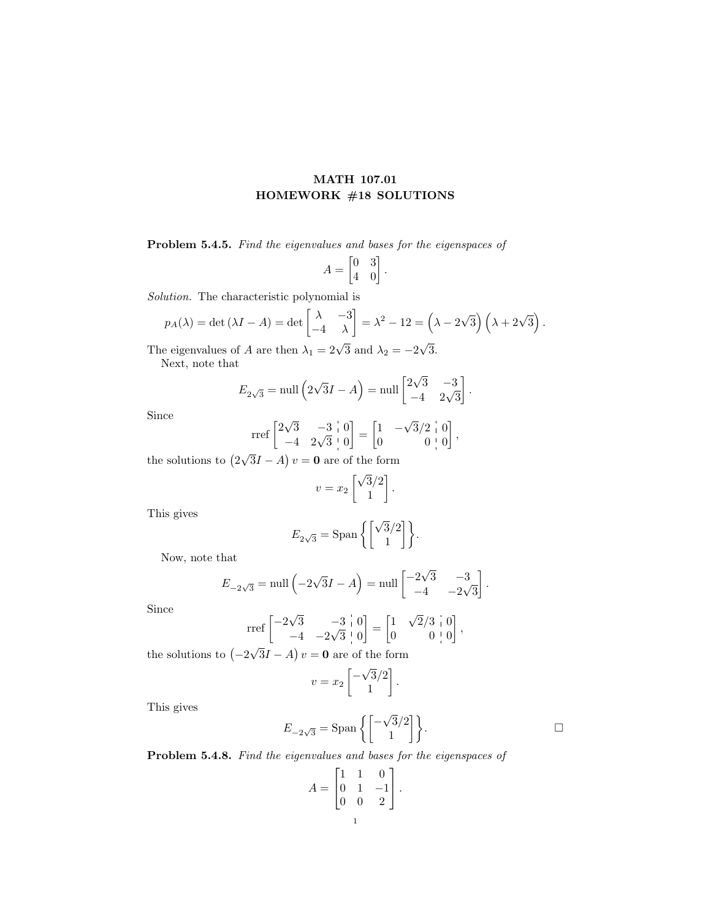# MATH 107.01
# HOMEWORK #18 SOLUTIONS

**Problem 5.4.5.** *Find the eigenvalues and bases for the eigenspaces of*

$$A = \begin{bmatrix} 0 & 3 \\ 4 & 0 \end{bmatrix}.$$

*Solution.* The characteristic polynomial is

$$p_A(\lambda) = \det(\lambda I - A) = \det \begin{bmatrix} \lambda & -3 \\ -4 & \lambda \end{bmatrix} = \lambda^2 - 12 = \left(\lambda - 2\sqrt{3}\right)\left(\lambda + 2\sqrt{3}\right).$$

The eigenvalues of $A$ are then $\lambda_1 = 2\sqrt{3}$ and $\lambda_2 = -2\sqrt{3}$.

Next, note that

$$E_{2\sqrt{3}} = \text{null}\left(2\sqrt{3}I - A\right) = \text{null} \begin{bmatrix} 2\sqrt{3} & -3 \\ -4 & 2\sqrt{3} \end{bmatrix}.$$

Since

$$\text{rref} \left[\begin{array}{cc|c} 2\sqrt{3} & -3 & 0 \\ -4 & 2\sqrt{3} & 0 \end{array}\right] = \left[\begin{array}{cc|c} 1 & -\sqrt{3}/2 & 0 \\ 0 & 0 & 0 \end{array}\right],$$

the solutions to $\left(2\sqrt{3}I - A\right)v = \mathbf{0}$ are of the form

$$v = x_2 \begin{bmatrix} \sqrt{3}/2 \\ 1 \end{bmatrix}.$$

This gives

$$E_{2\sqrt{3}} = \text{Span}\left\{ \begin{bmatrix} \sqrt{3}/2 \\ 1 \end{bmatrix} \right\}.$$

Now, note that

$$E_{-2\sqrt{3}} = \text{null}\left(-2\sqrt{3}I - A\right) = \text{null} \begin{bmatrix} -2\sqrt{3} & -3 \\ -4 & -2\sqrt{3} \end{bmatrix}.$$

Since

$$\text{rref} \left[\begin{array}{cc|c} -2\sqrt{3} & -3 & 0 \\ -4 & -2\sqrt{3} & 0 \end{array}\right] = \left[\begin{array}{cc|c} 1 & \sqrt{2}/3 & 0 \\ 0 & 0 & 0 \end{array}\right],$$

the solutions to $\left(-2\sqrt{3}I - A\right)v = \mathbf{0}$ are of the form

$$v = x_2 \begin{bmatrix} -\sqrt{3}/2 \\ 1 \end{bmatrix}.$$

This gives

$$E_{-2\sqrt{3}} = \text{Span}\left\{ \begin{bmatrix} -\sqrt{3}/2 \\ 1 \end{bmatrix} \right\}.$$

□

**Problem 5.4.8.** *Find the eigenvalues and bases for the eigenspaces of*

$$A = \begin{bmatrix} 1 & 1 & 0 \\ 0 & 1 & -1 \\ 0 & 0 & 2 \end{bmatrix}.$$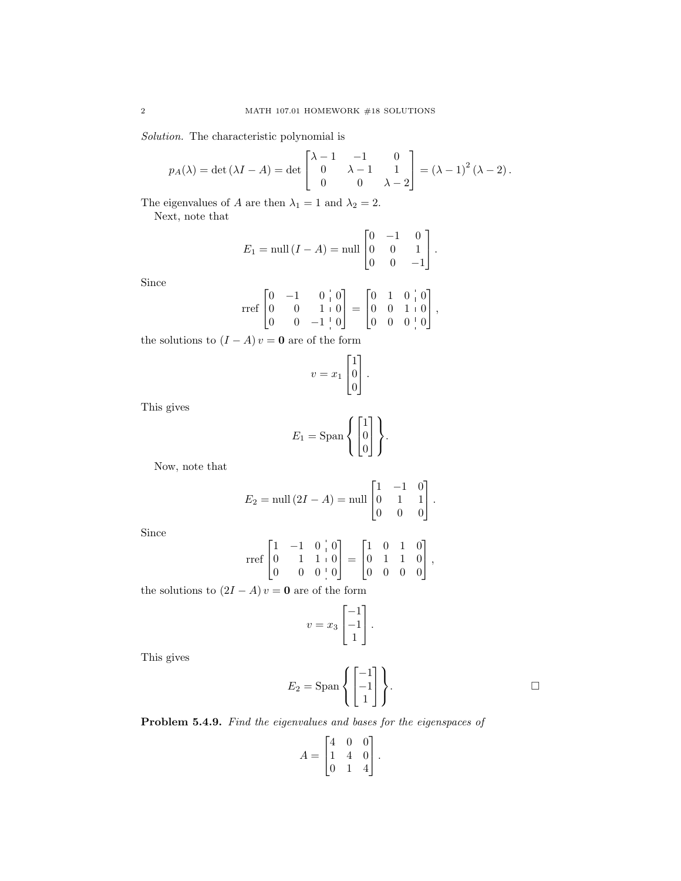*Solution.* The characteristic polynomial is

$$p_A(\lambda) = \det(\lambda I - A) = \det \begin{bmatrix} \lambda - 1 & -1 & 0 \\ 0 & \lambda - 1 & 1 \\ 0 & 0 & \lambda - 2 \end{bmatrix} = (\lambda - 1)^2 (\lambda - 2).$$

The eigenvalues of $A$ are then $\lambda_1 = 1$ and $\lambda_2 = 2$.

Next, note that

$$E_1 = \operatorname{null}(I - A) = \operatorname{null} \begin{bmatrix} 0 & -1 & 0 \\ 0 & 0 & 1 \\ 0 & 0 & -1 \end{bmatrix}.$$

Since

$$\operatorname{rref} \left[\begin{array}{ccc|c} 0 & -1 & 0 & 0 \\ 0 & 0 & 1 & 0 \\ 0 & 0 & -1 & 0 \end{array}\right] = \left[\begin{array}{ccc|c} 0 & 1 & 0 & 0 \\ 0 & 0 & 1 & 0 \\ 0 & 0 & 0 & 0 \end{array}\right],$$

the solutions to $(I - A)v = \mathbf{0}$ are of the form

$$v = x_1 \begin{bmatrix} 1 \\ 0 \\ 0 \end{bmatrix}.$$

This gives

$$E_1 = \operatorname{Span}\left\{ \begin{bmatrix} 1 \\ 0 \\ 0 \end{bmatrix} \right\}.$$

Now, note that

$$E_2 = \operatorname{null}(2I - A) = \operatorname{null} \begin{bmatrix} 1 & -1 & 0 \\ 0 & 1 & 1 \\ 0 & 0 & 0 \end{bmatrix}.$$

Since

$$\operatorname{rref} \left[\begin{array}{ccc|c} 1 & -1 & 0 & 0 \\ 0 & 1 & 1 & 0 \\ 0 & 0 & 0 & 0 \end{array}\right] = \begin{bmatrix} 1 & 0 & 1 & 0 \\ 0 & 1 & 1 & 0 \\ 0 & 0 & 0 & 0 \end{bmatrix},$$

the solutions to $(2I - A)v = \mathbf{0}$ are of the form

$$v = x_3 \begin{bmatrix} -1 \\ -1 \\ 1 \end{bmatrix}.$$

This gives

$$E_2 = \operatorname{Span}\left\{ \begin{bmatrix} -1 \\ -1 \\ 1 \end{bmatrix} \right\}.$$

□

**Problem 5.4.9.** *Find the eigenvalues and bases for the eigenspaces of*

$$A = \begin{bmatrix} 4 & 0 & 0 \\ 1 & 4 & 0 \\ 0 & 1 & 4 \end{bmatrix}.$$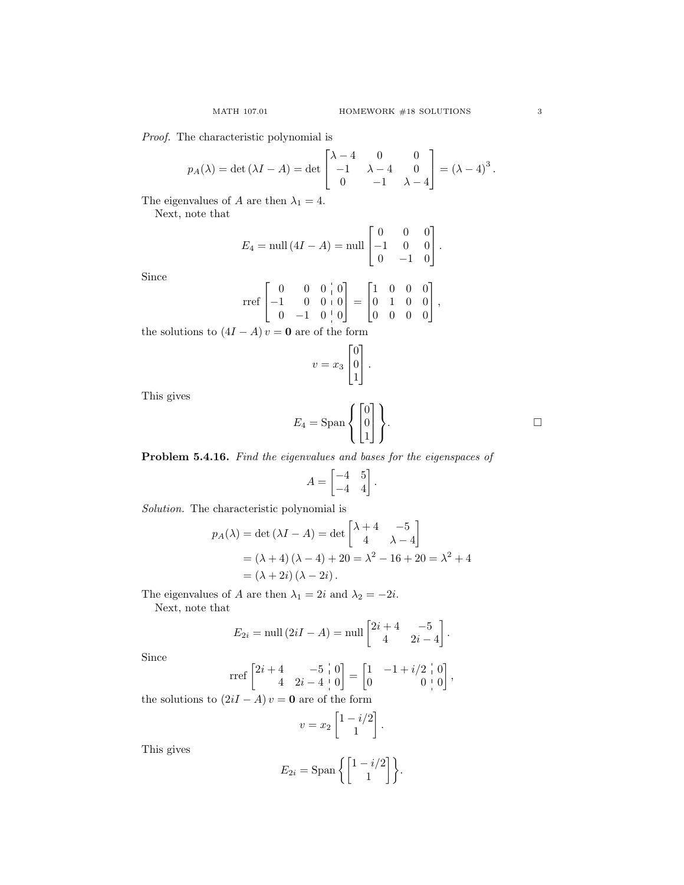*Proof.* The characteristic polynomial is

$$p_A(\lambda) = \det(\lambda I - A) = \det \begin{bmatrix} \lambda - 4 & 0 & 0 \\ -1 & \lambda - 4 & 0 \\ 0 & -1 & \lambda - 4 \end{bmatrix} = (\lambda - 4)^3.$$

The eigenvalues of $A$ are then $\lambda_1 = 4$.

Next, note that

$$E_4 = \text{null}\,(4I - A) = \text{null} \begin{bmatrix} 0 & 0 & 0 \\ -1 & 0 & 0 \\ 0 & -1 & 0 \end{bmatrix}.$$

Since

$$\text{rref} \left[\begin{array}{ccc|c} 0 & 0 & 0 & 0 \\ -1 & 0 & 0 & 0 \\ 0 & -1 & 0 & 0 \end{array}\right] = \begin{bmatrix} 1 & 0 & 0 & 0 \\ 0 & 1 & 0 & 0 \\ 0 & 0 & 0 & 0 \end{bmatrix},$$

the solutions to $(4I - A)\,v = \mathbf{0}$ are of the form

$$v = x_3 \begin{bmatrix} 0 \\ 0 \\ 1 \end{bmatrix}.$$

This gives

$$E_4 = \text{Span} \left\{ \begin{bmatrix} 0 \\ 0 \\ 1 \end{bmatrix} \right\}.$$

□

**Problem 5.4.16.** *Find the eigenvalues and bases for the eigenspaces of*

$$A = \begin{bmatrix} -4 & 5 \\ -4 & 4 \end{bmatrix}.$$

*Solution.* The characteristic polynomial is

$$\begin{aligned} p_A(\lambda) = \det(\lambda I - A) &= \det \begin{bmatrix} \lambda + 4 & -5 \\ 4 & \lambda - 4 \end{bmatrix} \\ &= (\lambda + 4)(\lambda - 4) + 20 = \lambda^2 - 16 + 20 = \lambda^2 + 4 \\ &= (\lambda + 2i)(\lambda - 2i). \end{aligned}$$

The eigenvalues of $A$ are then $\lambda_1 = 2i$ and $\lambda_2 = -2i$.

Next, note that

$$E_{2i} = \text{null}\,(2iI - A) = \text{null} \begin{bmatrix} 2i + 4 & -5 \\ 4 & 2i - 4 \end{bmatrix}.$$

Since

$$\text{rref} \left[\begin{array}{cc|c} 2i + 4 & -5 & 0 \\ 4 & 2i - 4 & 0 \end{array}\right] = \left[\begin{array}{cc|c} 1 & -1 + i/2 & 0 \\ 0 & 0 & 0 \end{array}\right],$$

the solutions to $(2iI - A)\,v = \mathbf{0}$ are of the form

$$v = x_2 \begin{bmatrix} 1 - i/2 \\ 1 \end{bmatrix}.$$

This gives

$$E_{2i} = \text{Span} \left\{ \begin{bmatrix} 1 - i/2 \\ 1 \end{bmatrix} \right\}.$$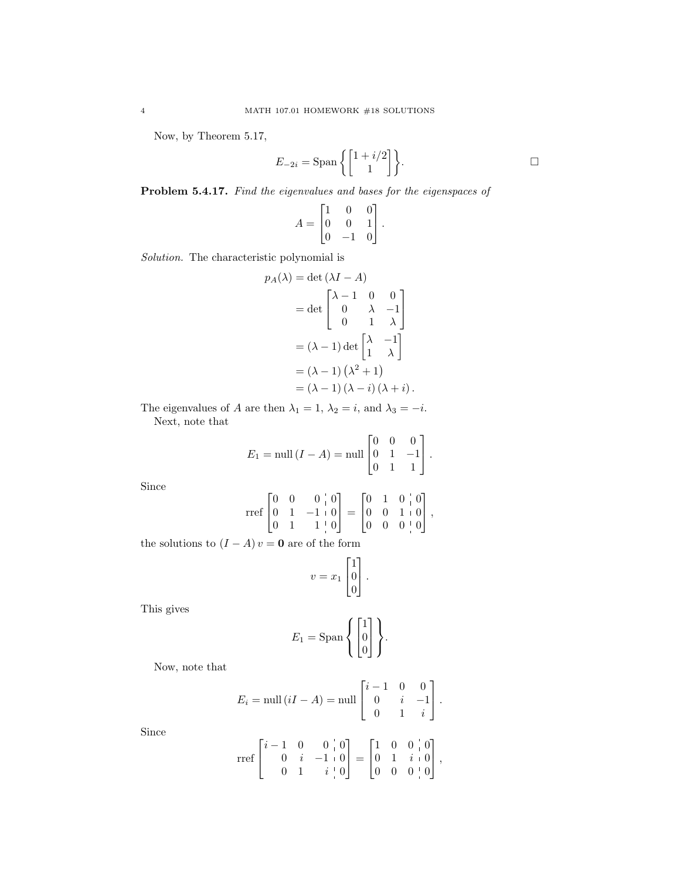Now, by Theorem 5.17,

$$E_{-2i} = \text{Span}\left\{\begin{bmatrix} 1 + i/2 \\ 1 \end{bmatrix}\right\}. \qquad \square$$

**Problem 5.4.17.** *Find the eigenvalues and bases for the eigenspaces of*

$$A = \begin{bmatrix} 1 & 0 & 0 \\ 0 & 0 & 1 \\ 0 & -1 & 0 \end{bmatrix}.$$

*Solution.* The characteristic polynomial is

$$\begin{aligned}
p_A(\lambda) &= \det(\lambda I - A) \\
&= \det \begin{bmatrix} \lambda - 1 & 0 & 0 \\ 0 & \lambda & -1 \\ 0 & 1 & \lambda \end{bmatrix} \\
&= (\lambda - 1) \det \begin{bmatrix} \lambda & -1 \\ 1 & \lambda \end{bmatrix} \\
&= (\lambda - 1)\left(\lambda^2 + 1\right) \\
&= (\lambda - 1)(\lambda - i)(\lambda + i).
\end{aligned}$$

The eigenvalues of $A$ are then $\lambda_1 = 1$, $\lambda_2 = i$, and $\lambda_3 = -i$.

Next, note that

$$E_1 = \text{null}(I - A) = \text{null} \begin{bmatrix} 0 & 0 & 0 \\ 0 & 1 & -1 \\ 0 & 1 & 1 \end{bmatrix}.$$

Since

$$\text{rref} \left[\begin{array}{ccc|c} 0 & 0 & 0 & 0 \\ 0 & 1 & -1 & 0 \\ 0 & 1 & 1 & 0 \end{array}\right] = \left[\begin{array}{ccc|c} 0 & 1 & 0 & 0 \\ 0 & 0 & 1 & 0 \\ 0 & 0 & 0 & 0 \end{array}\right],$$

the solutions to $(I - A)v = \mathbf{0}$ are of the form

$$v = x_1 \begin{bmatrix} 1 \\ 0 \\ 0 \end{bmatrix}.$$

This gives

$$E_1 = \text{Span}\left\{\begin{bmatrix} 1 \\ 0 \\ 0 \end{bmatrix}\right\}.$$

Now, note that

$$E_i = \text{null}(iI - A) = \text{null} \begin{bmatrix} i - 1 & 0 & 0 \\ 0 & i & -1 \\ 0 & 1 & i \end{bmatrix}.$$

Since

$$\text{rref} \left[\begin{array}{ccc|c} i - 1 & 0 & 0 & 0 \\ 0 & i & -1 & 0 \\ 0 & 1 & i & 0 \end{array}\right] = \left[\begin{array}{ccc|c} 1 & 0 & 0 & 0 \\ 0 & 1 & i & 0 \\ 0 & 0 & 0 & 0 \end{array}\right],$$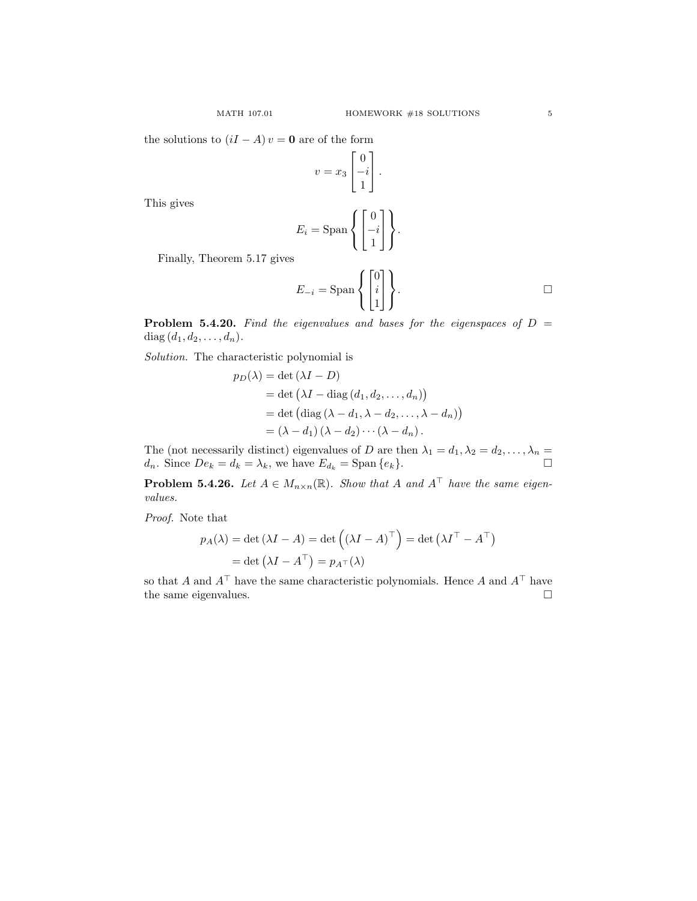the solutions to $(iI - A)\,v = \mathbf{0}$ are of the form

$$v = x_3 \begin{bmatrix} 0 \\ -i \\ 1 \end{bmatrix}.$$

This gives

$$E_i = \operatorname{Span}\left\{ \begin{bmatrix} 0 \\ -i \\ 1 \end{bmatrix} \right\}.$$

Finally, Theorem 5.17 gives

$$E_{-i} = \operatorname{Span}\left\{ \begin{bmatrix} 0 \\ i \\ 1 \end{bmatrix} \right\}.$$

□

**Problem 5.4.20.** *Find the eigenvalues and bases for the eigenspaces of $D = \operatorname{diag}(d_1, d_2, \ldots, d_n)$.*

*Solution.* The characteristic polynomial is

$$\begin{aligned} p_D(\lambda) &= \det(\lambda I - D) \\ &= \det\big(\lambda I - \operatorname{diag}(d_1, d_2, \ldots, d_n)\big) \\ &= \det\big(\operatorname{diag}(\lambda - d_1, \lambda - d_2, \ldots, \lambda - d_n)\big) \\ &= (\lambda - d_1)(\lambda - d_2) \cdots (\lambda - d_n). \end{aligned}$$

The (not necessarily distinct) eigenvalues of $D$ are then $\lambda_1 = d_1, \lambda_2 = d_2, \ldots, \lambda_n = d_n$. Since $De_k = d_k = \lambda_k$, we have $E_{d_k} = \operatorname{Span}\{e_k\}$. □

**Problem 5.4.26.** *Let $A \in M_{n\times n}(\mathbb{R})$. Show that $A$ and $A^\top$ have the same eigenvalues.*

*Proof.* Note that

$$\begin{aligned} p_A(\lambda) &= \det(\lambda I - A) = \det\left((\lambda I - A)^\top\right) = \det\left(\lambda I^\top - A^\top\right) \\ &= \det\left(\lambda I - A^\top\right) = p_{A^\top}(\lambda) \end{aligned}$$

so that $A$ and $A^\top$ have the same characteristic polynomials. Hence $A$ and $A^\top$ have the same eigenvalues. □